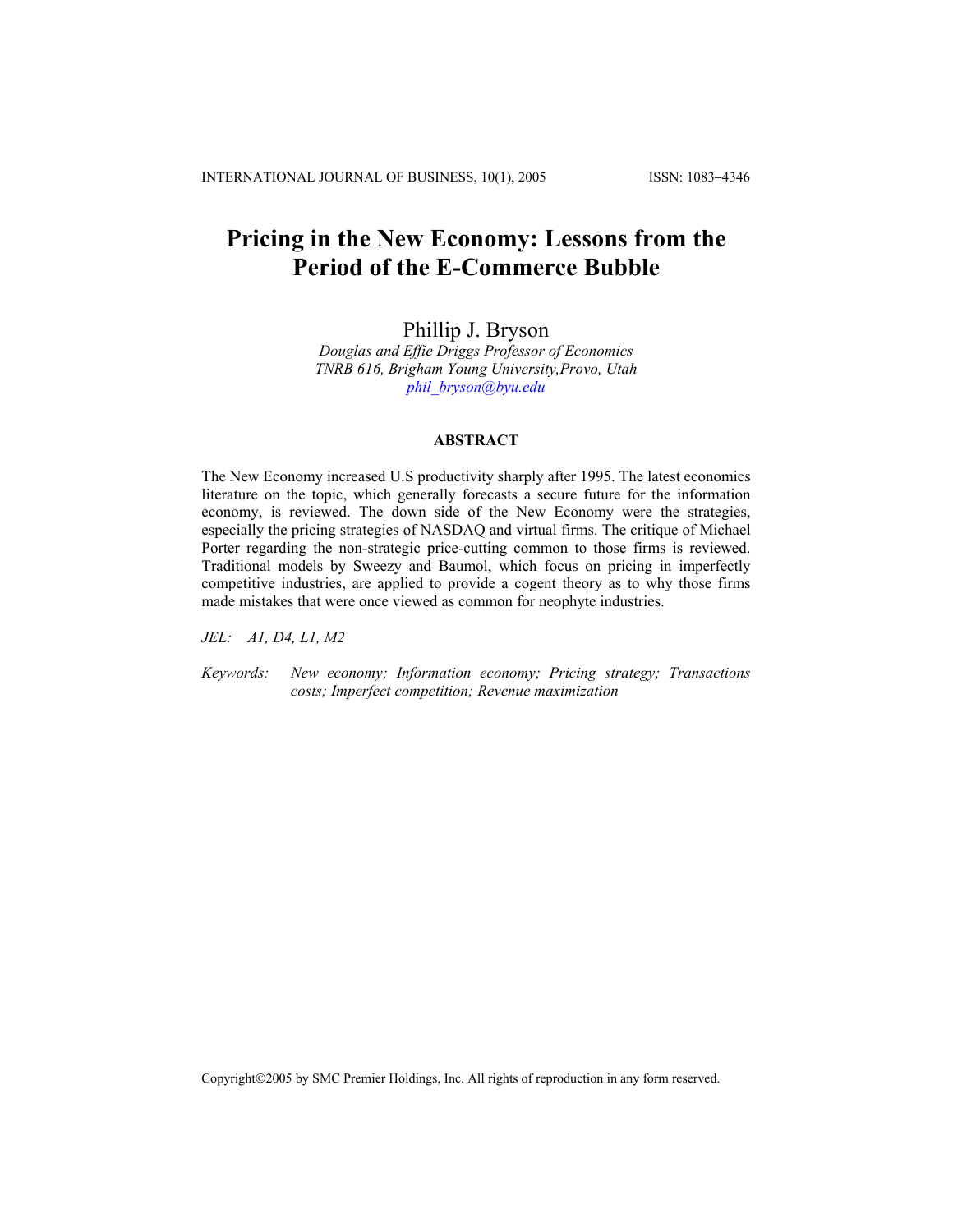# Pricing in the New Economy: Lessons from the Period of the E-Commerce Bubble

Phillip J. Bryson

*Douglas and Effie Driggs Professor of Economics*
*TNRB 616, Brigham Young University,Provo, Utah*
*phil_bryson@byu.edu*

### ABSTRACT

The New Economy increased U.S productivity sharply after 1995. The latest economics literature on the topic, which generally forecasts a secure future for the information economy, is reviewed. The down side of the New Economy were the strategies, especially the pricing strategies of NASDAQ and virtual firms. The critique of Michael Porter regarding the non-strategic price-cutting common to those firms is reviewed. Traditional models by Sweezy and Baumol, which focus on pricing in imperfectly competitive industries, are applied to provide a cogent theory as to why those firms made mistakes that were once viewed as common for neophyte industries.

*JEL:* A1, D4, L1, M2

*Keywords:* New economy; Information economy; Pricing strategy; Transactions costs; Imperfect competition; Revenue maximization

Copyright©2005 by SMC Premier Holdings, Inc. All rights of reproduction in any form reserved.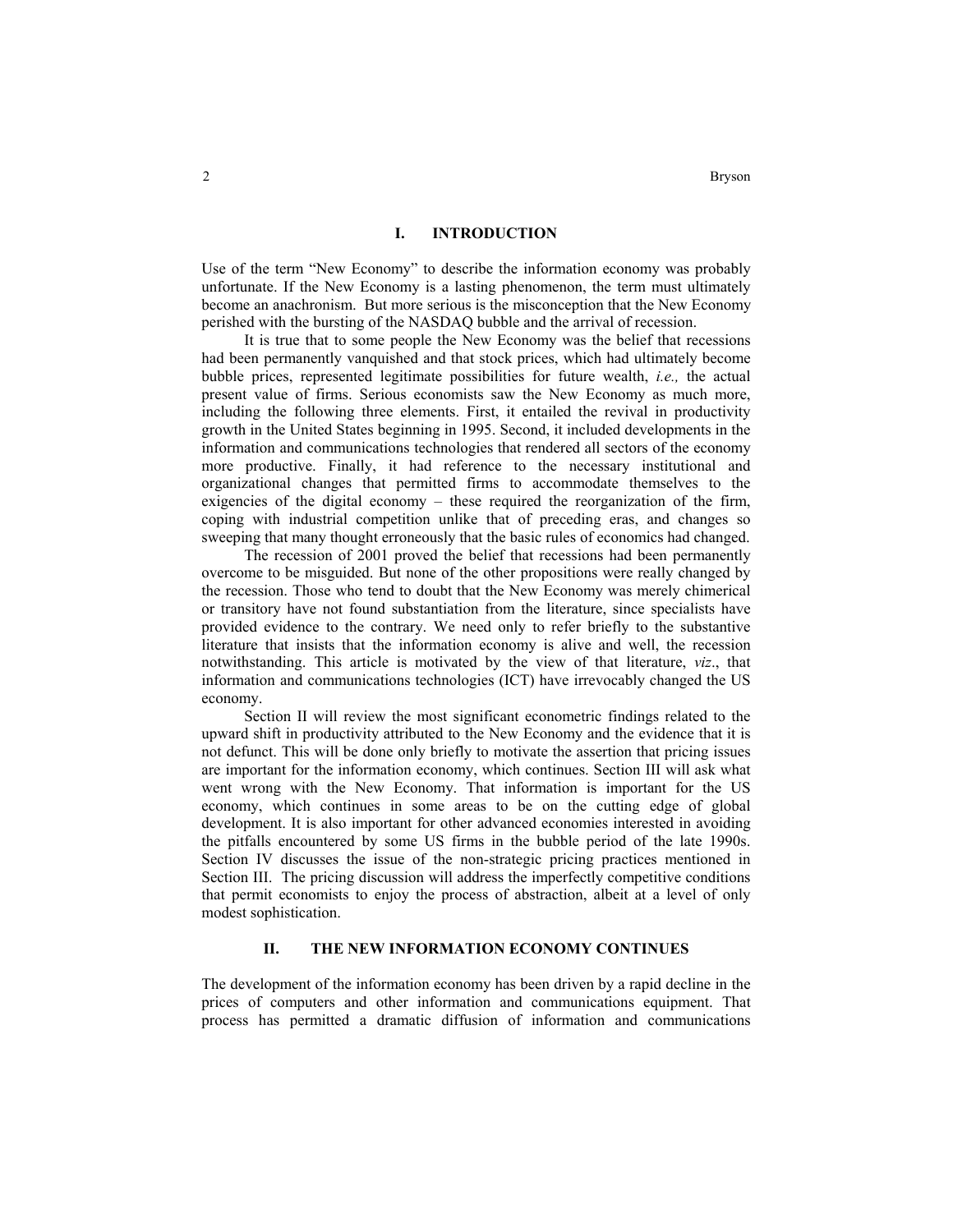## I. INTRODUCTION

Use of the term "New Economy" to describe the information economy was probably unfortunate. If the New Economy is a lasting phenomenon, the term must ultimately become an anachronism. But more serious is the misconception that the New Economy perished with the bursting of the NASDAQ bubble and the arrival of recession.

It is true that to some people the New Economy was the belief that recessions had been permanently vanquished and that stock prices, which had ultimately become bubble prices, represented legitimate possibilities for future wealth, *i.e.,* the actual present value of firms. Serious economists saw the New Economy as much more, including the following three elements. First, it entailed the revival in productivity growth in the United States beginning in 1995. Second, it included developments in the information and communications technologies that rendered all sectors of the economy more productive. Finally, it had reference to the necessary institutional and organizational changes that permitted firms to accommodate themselves to the exigencies of the digital economy – these required the reorganization of the firm, coping with industrial competition unlike that of preceding eras, and changes so sweeping that many thought erroneously that the basic rules of economics had changed.

The recession of 2001 proved the belief that recessions had been permanently overcome to be misguided. But none of the other propositions were really changed by the recession. Those who tend to doubt that the New Economy was merely chimerical or transitory have not found substantiation from the literature, since specialists have provided evidence to the contrary. We need only to refer briefly to the substantive literature that insists that the information economy is alive and well, the recession notwithstanding. This article is motivated by the view of that literature, *viz*., that information and communications technologies (ICT) have irrevocably changed the US economy.

Section II will review the most significant econometric findings related to the upward shift in productivity attributed to the New Economy and the evidence that it is not defunct. This will be done only briefly to motivate the assertion that pricing issues are important for the information economy, which continues. Section III will ask what went wrong with the New Economy. That information is important for the US economy, which continues in some areas to be on the cutting edge of global development. It is also important for other advanced economies interested in avoiding the pitfalls encountered by some US firms in the bubble period of the late 1990s. Section IV discusses the issue of the non-strategic pricing practices mentioned in Section III. The pricing discussion will address the imperfectly competitive conditions that permit economists to enjoy the process of abstraction, albeit at a level of only modest sophistication.

## II. THE NEW INFORMATION ECONOMY CONTINUES

The development of the information economy has been driven by a rapid decline in the prices of computers and other information and communications equipment. That process has permitted a dramatic diffusion of information and communications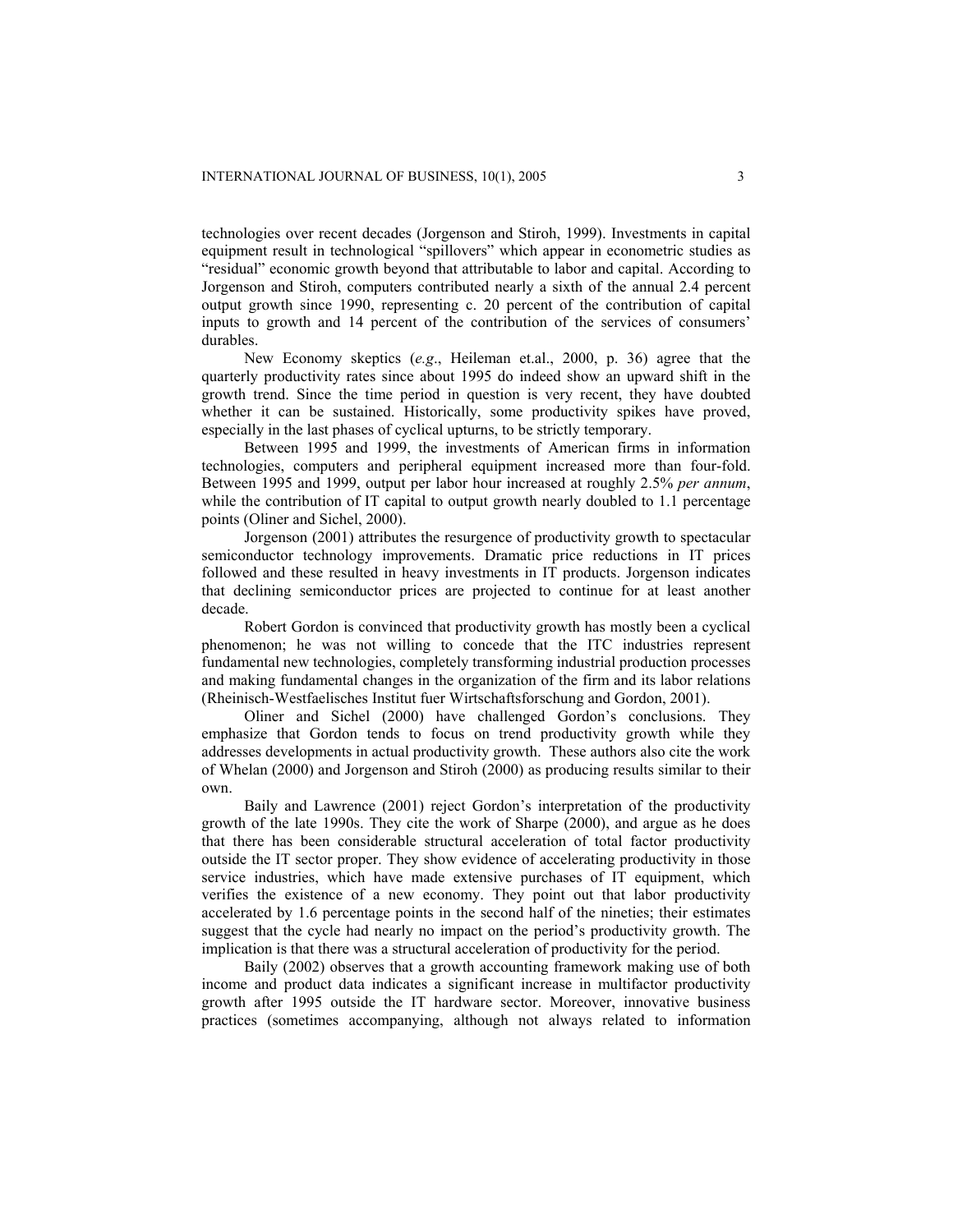technologies over recent decades (Jorgenson and Stiroh, 1999). Investments in capital equipment result in technological "spillovers" which appear in econometric studies as "residual" economic growth beyond that attributable to labor and capital. According to Jorgenson and Stiroh, computers contributed nearly a sixth of the annual 2.4 percent output growth since 1990, representing c. 20 percent of the contribution of capital inputs to growth and 14 percent of the contribution of the services of consumers' durables.

New Economy skeptics (*e.g*., Heileman et.al., 2000, p. 36) agree that the quarterly productivity rates since about 1995 do indeed show an upward shift in the growth trend. Since the time period in question is very recent, they have doubted whether it can be sustained. Historically, some productivity spikes have proved, especially in the last phases of cyclical upturns, to be strictly temporary.

Between 1995 and 1999, the investments of American firms in information technologies, computers and peripheral equipment increased more than four-fold. Between 1995 and 1999, output per labor hour increased at roughly 2.5% *per annum*, while the contribution of IT capital to output growth nearly doubled to 1.1 percentage points (Oliner and Sichel, 2000).

Jorgenson (2001) attributes the resurgence of productivity growth to spectacular semiconductor technology improvements. Dramatic price reductions in IT prices followed and these resulted in heavy investments in IT products. Jorgenson indicates that declining semiconductor prices are projected to continue for at least another decade.

Robert Gordon is convinced that productivity growth has mostly been a cyclical phenomenon; he was not willing to concede that the ITC industries represent fundamental new technologies, completely transforming industrial production processes and making fundamental changes in the organization of the firm and its labor relations (Rheinisch-Westfaelisches Institut fuer Wirtschaftsforschung and Gordon, 2001).

Oliner and Sichel (2000) have challenged Gordon's conclusions. They emphasize that Gordon tends to focus on trend productivity growth while they addresses developments in actual productivity growth. These authors also cite the work of Whelan (2000) and Jorgenson and Stiroh (2000) as producing results similar to their own.

Baily and Lawrence (2001) reject Gordon's interpretation of the productivity growth of the late 1990s. They cite the work of Sharpe (2000), and argue as he does that there has been considerable structural acceleration of total factor productivity outside the IT sector proper. They show evidence of accelerating productivity in those service industries, which have made extensive purchases of IT equipment, which verifies the existence of a new economy. They point out that labor productivity accelerated by 1.6 percentage points in the second half of the nineties; their estimates suggest that the cycle had nearly no impact on the period's productivity growth. The implication is that there was a structural acceleration of productivity for the period.

Baily (2002) observes that a growth accounting framework making use of both income and product data indicates a significant increase in multifactor productivity growth after 1995 outside the IT hardware sector. Moreover, innovative business practices (sometimes accompanying, although not always related to information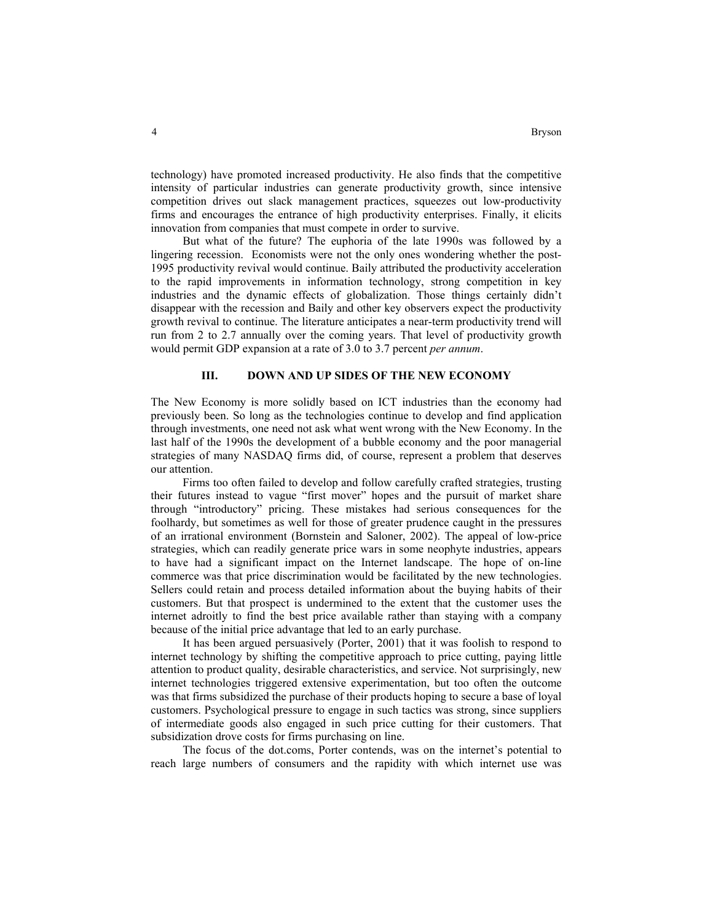technology) have promoted increased productivity. He also finds that the competitive intensity of particular industries can generate productivity growth, since intensive competition drives out slack management practices, squeezes out low-productivity firms and encourages the entrance of high productivity enterprises. Finally, it elicits innovation from companies that must compete in order to survive.

But what of the future? The euphoria of the late 1990s was followed by a lingering recession. Economists were not the only ones wondering whether the post-1995 productivity revival would continue. Baily attributed the productivity acceleration to the rapid improvements in information technology, strong competition in key industries and the dynamic effects of globalization. Those things certainly didn't disappear with the recession and Baily and other key observers expect the productivity growth revival to continue. The literature anticipates a near-term productivity trend will run from 2 to 2.7 annually over the coming years. That level of productivity growth would permit GDP expansion at a rate of 3.0 to 3.7 percent *per annum*.

## III. DOWN AND UP SIDES OF THE NEW ECONOMY

The New Economy is more solidly based on ICT industries than the economy had previously been. So long as the technologies continue to develop and find application through investments, one need not ask what went wrong with the New Economy. In the last half of the 1990s the development of a bubble economy and the poor managerial strategies of many NASDAQ firms did, of course, represent a problem that deserves our attention.

Firms too often failed to develop and follow carefully crafted strategies, trusting their futures instead to vague "first mover" hopes and the pursuit of market share through "introductory" pricing. These mistakes had serious consequences for the foolhardy, but sometimes as well for those of greater prudence caught in the pressures of an irrational environment (Bornstein and Saloner, 2002). The appeal of low-price strategies, which can readily generate price wars in some neophyte industries, appears to have had a significant impact on the Internet landscape. The hope of on-line commerce was that price discrimination would be facilitated by the new technologies. Sellers could retain and process detailed information about the buying habits of their customers. But that prospect is undermined to the extent that the customer uses the internet adroitly to find the best price available rather than staying with a company because of the initial price advantage that led to an early purchase.

It has been argued persuasively (Porter, 2001) that it was foolish to respond to internet technology by shifting the competitive approach to price cutting, paying little attention to product quality, desirable characteristics, and service. Not surprisingly, new internet technologies triggered extensive experimentation, but too often the outcome was that firms subsidized the purchase of their products hoping to secure a base of loyal customers. Psychological pressure to engage in such tactics was strong, since suppliers of intermediate goods also engaged in such price cutting for their customers. That subsidization drove costs for firms purchasing on line.

The focus of the dot.coms, Porter contends, was on the internet's potential to reach large numbers of consumers and the rapidity with which internet use was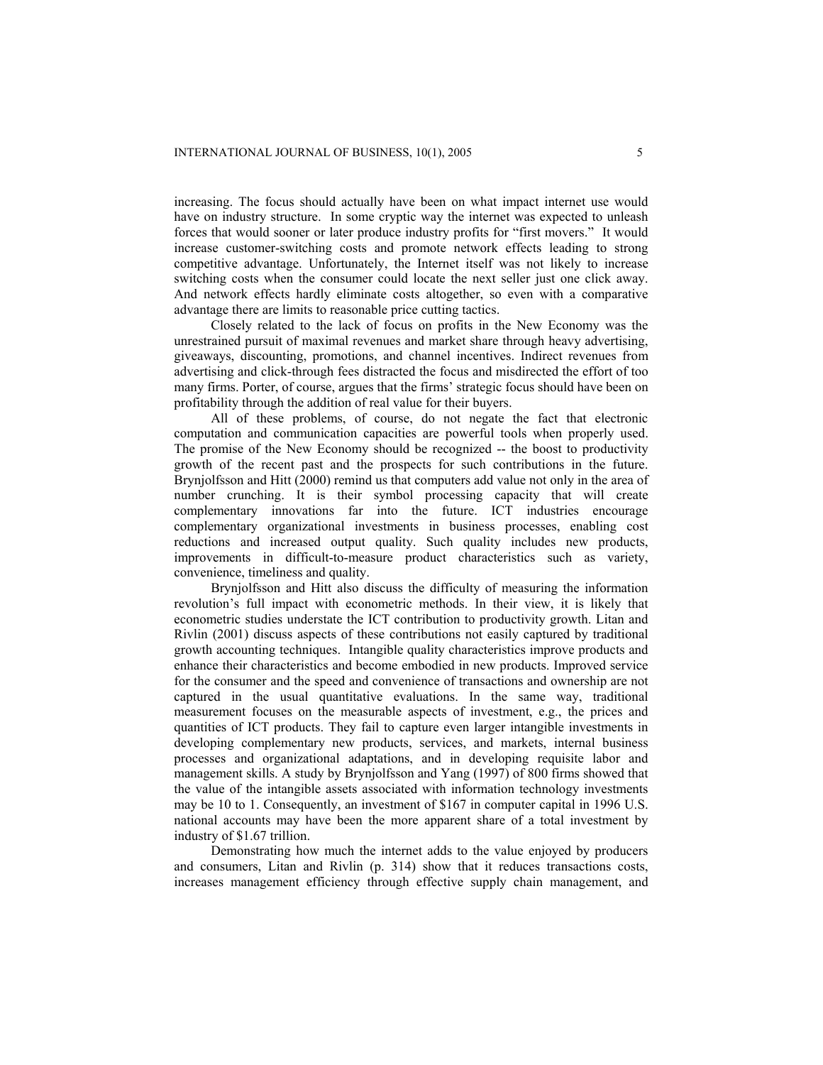increasing. The focus should actually have been on what impact internet use would have on industry structure. In some cryptic way the internet was expected to unleash forces that would sooner or later produce industry profits for "first movers." It would increase customer-switching costs and promote network effects leading to strong competitive advantage. Unfortunately, the Internet itself was not likely to increase switching costs when the consumer could locate the next seller just one click away. And network effects hardly eliminate costs altogether, so even with a comparative advantage there are limits to reasonable price cutting tactics.

Closely related to the lack of focus on profits in the New Economy was the unrestrained pursuit of maximal revenues and market share through heavy advertising, giveaways, discounting, promotions, and channel incentives. Indirect revenues from advertising and click-through fees distracted the focus and misdirected the effort of too many firms. Porter, of course, argues that the firms' strategic focus should have been on profitability through the addition of real value for their buyers.

All of these problems, of course, do not negate the fact that electronic computation and communication capacities are powerful tools when properly used. The promise of the New Economy should be recognized -- the boost to productivity growth of the recent past and the prospects for such contributions in the future. Brynjolfsson and Hitt (2000) remind us that computers add value not only in the area of number crunching. It is their symbol processing capacity that will create complementary innovations far into the future. ICT industries encourage complementary organizational investments in business processes, enabling cost reductions and increased output quality. Such quality includes new products, improvements in difficult-to-measure product characteristics such as variety, convenience, timeliness and quality.

Brynjolfsson and Hitt also discuss the difficulty of measuring the information revolution's full impact with econometric methods. In their view, it is likely that econometric studies understate the ICT contribution to productivity growth. Litan and Rivlin (2001) discuss aspects of these contributions not easily captured by traditional growth accounting techniques. Intangible quality characteristics improve products and enhance their characteristics and become embodied in new products. Improved service for the consumer and the speed and convenience of transactions and ownership are not captured in the usual quantitative evaluations. In the same way, traditional measurement focuses on the measurable aspects of investment, e.g., the prices and quantities of ICT products. They fail to capture even larger intangible investments in developing complementary new products, services, and markets, internal business processes and organizational adaptations, and in developing requisite labor and management skills. A study by Brynjolfsson and Yang (1997) of 800 firms showed that the value of the intangible assets associated with information technology investments may be 10 to 1. Consequently, an investment of $167 in computer capital in 1996 U.S. national accounts may have been the more apparent share of a total investment by industry of $1.67 trillion.

Demonstrating how much the internet adds to the value enjoyed by producers and consumers, Litan and Rivlin (p. 314) show that it reduces transactions costs, increases management efficiency through effective supply chain management, and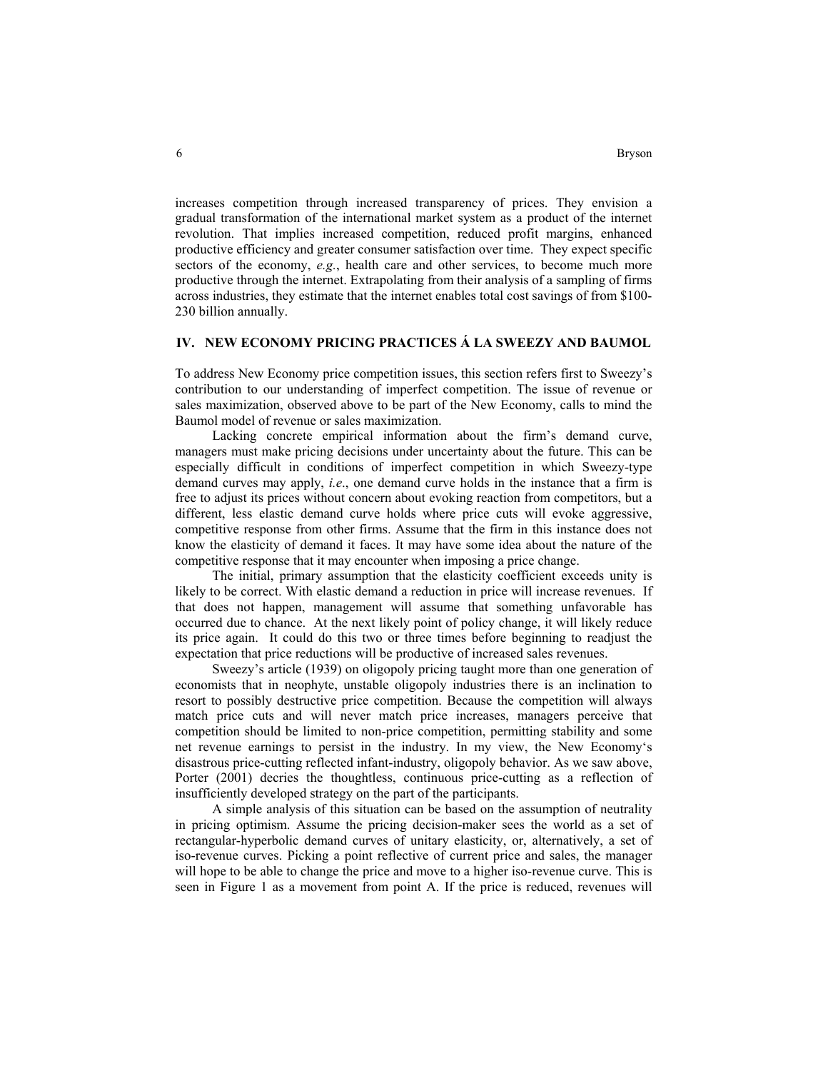increases competition through increased transparency of prices. They envision a gradual transformation of the international market system as a product of the internet revolution. That implies increased competition, reduced profit margins, enhanced productive efficiency and greater consumer satisfaction over time. They expect specific sectors of the economy, *e.g.*, health care and other services, to become much more productive through the internet. Extrapolating from their analysis of a sampling of firms across industries, they estimate that the internet enables total cost savings of from $100-230 billion annually.

## IV. NEW ECONOMY PRICING PRACTICES Á LA SWEEZY AND BAUMOL

To address New Economy price competition issues, this section refers first to Sweezy's contribution to our understanding of imperfect competition. The issue of revenue or sales maximization, observed above to be part of the New Economy, calls to mind the Baumol model of revenue or sales maximization.

Lacking concrete empirical information about the firm's demand curve, managers must make pricing decisions under uncertainty about the future. This can be especially difficult in conditions of imperfect competition in which Sweezy-type demand curves may apply, *i.e.*, one demand curve holds in the instance that a firm is free to adjust its prices without concern about evoking reaction from competitors, but a different, less elastic demand curve holds where price cuts will evoke aggressive, competitive response from other firms. Assume that the firm in this instance does not know the elasticity of demand it faces. It may have some idea about the nature of the competitive response that it may encounter when imposing a price change.

The initial, primary assumption that the elasticity coefficient exceeds unity is likely to be correct. With elastic demand a reduction in price will increase revenues. If that does not happen, management will assume that something unfavorable has occurred due to chance. At the next likely point of policy change, it will likely reduce its price again. It could do this two or three times before beginning to readjust the expectation that price reductions will be productive of increased sales revenues.

Sweezy's article (1939) on oligopoly pricing taught more than one generation of economists that in neophyte, unstable oligopoly industries there is an inclination to resort to possibly destructive price competition. Because the competition will always match price cuts and will never match price increases, managers perceive that competition should be limited to non-price competition, permitting stability and some net revenue earnings to persist in the industry. In my view, the New Economy's disastrous price-cutting reflected infant-industry, oligopoly behavior. As we saw above, Porter (2001) decries the thoughtless, continuous price-cutting as a reflection of insufficiently developed strategy on the part of the participants.

A simple analysis of this situation can be based on the assumption of neutrality in pricing optimism. Assume the pricing decision-maker sees the world as a set of rectangular-hyperbolic demand curves of unitary elasticity, or, alternatively, a set of iso-revenue curves. Picking a point reflective of current price and sales, the manager will hope to be able to change the price and move to a higher iso-revenue curve. This is seen in Figure 1 as a movement from point A. If the price is reduced, revenues will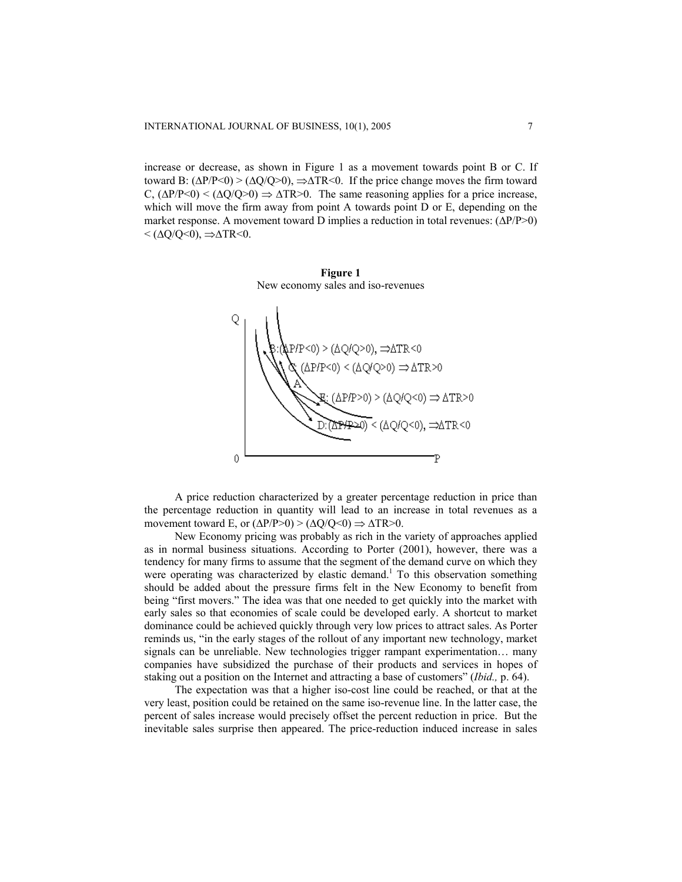increase or decrease, as shown in Figure 1 as a movement towards point B or C. If toward B: ($\Delta P/P<0$) > ($\Delta Q/Q>0$), $\Rightarrow \Delta TR<0$. If the price change moves the firm toward C, ($\Delta P/P<0$) < ($\Delta Q/Q>0$) $\Rightarrow \Delta TR>0$. The same reasoning applies for a price increase, which will move the firm away from point A towards point D or E, depending on the market response. A movement toward D implies a reduction in total revenues: ($\Delta P/P>0$) < ($\Delta Q/Q<0$), $\Rightarrow \Delta TR<0$.

**Figure 1**
New economy sales and iso-revenues

A price reduction characterized by a greater percentage reduction in price than the percentage reduction in quantity will lead to an increase in total revenues as a movement toward E, or ($\Delta P/P>0$) > ($\Delta Q/Q<0$) $\Rightarrow \Delta TR>0$.

New Economy pricing was probably as rich in the variety of approaches applied as in normal business situations. According to Porter (2001), however, there was a tendency for many firms to assume that the segment of the demand curve on which they were operating was characterized by elastic demand.[1] To this observation something should be added about the pressure firms felt in the New Economy to benefit from being "first movers." The idea was that one needed to get quickly into the market with early sales so that economies of scale could be developed early. A shortcut to market dominance could be achieved quickly through very low prices to attract sales. As Porter reminds us, "in the early stages of the rollout of any important new technology, market signals can be unreliable. New technologies trigger rampant experimentation… many companies have subsidized the purchase of their products and services in hopes of staking out a position on the Internet and attracting a base of customers" (*Ibid.,* p. 64).

The expectation was that a higher iso-cost line could be reached, or that at the very least, position could be retained on the same iso-revenue line. In the latter case, the percent of sales increase would precisely offset the percent reduction in price. But the inevitable sales surprise then appeared. The price-reduction induced increase in sales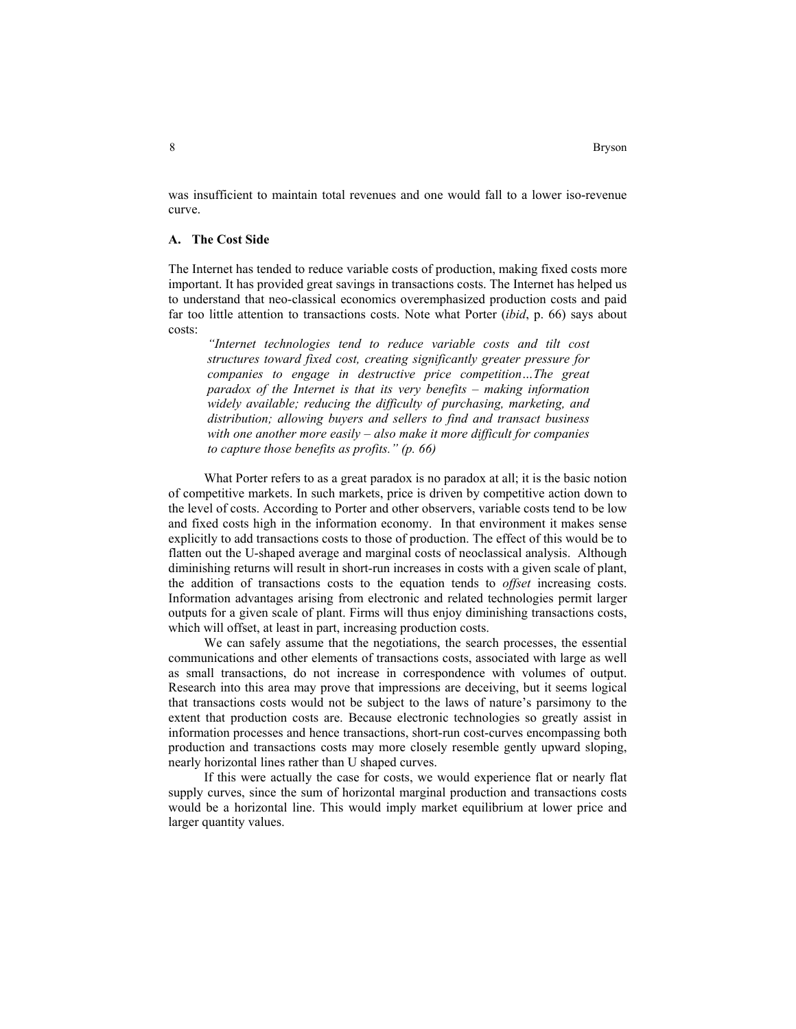was insufficient to maintain total revenues and one would fall to a lower iso-revenue curve.

### A. The Cost Side

The Internet has tended to reduce variable costs of production, making fixed costs more important. It has provided great savings in transactions costs. The Internet has helped us to understand that neo-classical economics overemphasized production costs and paid far too little attention to transactions costs. Note what Porter (*ibid*, p. 66) says about costs:

> *"Internet technologies tend to reduce variable costs and tilt cost structures toward fixed cost, creating significantly greater pressure for companies to engage in destructive price competition…The great paradox of the Internet is that its very benefits – making information widely available; reducing the difficulty of purchasing, marketing, and distribution; allowing buyers and sellers to find and transact business with one another more easily – also make it more difficult for companies to capture those benefits as profits." (p. 66)*

What Porter refers to as a great paradox is no paradox at all; it is the basic notion of competitive markets. In such markets, price is driven by competitive action down to the level of costs. According to Porter and other observers, variable costs tend to be low and fixed costs high in the information economy. In that environment it makes sense explicitly to add transactions costs to those of production. The effect of this would be to flatten out the U-shaped average and marginal costs of neoclassical analysis. Although diminishing returns will result in short-run increases in costs with a given scale of plant, the addition of transactions costs to the equation tends to *offset* increasing costs. Information advantages arising from electronic and related technologies permit larger outputs for a given scale of plant. Firms will thus enjoy diminishing transactions costs, which will offset, at least in part, increasing production costs.

We can safely assume that the negotiations, the search processes, the essential communications and other elements of transactions costs, associated with large as well as small transactions, do not increase in correspondence with volumes of output. Research into this area may prove that impressions are deceiving, but it seems logical that transactions costs would not be subject to the laws of nature's parsimony to the extent that production costs are. Because electronic technologies so greatly assist in information processes and hence transactions, short-run cost-curves encompassing both production and transactions costs may more closely resemble gently upward sloping, nearly horizontal lines rather than U shaped curves.

If this were actually the case for costs, we would experience flat or nearly flat supply curves, since the sum of horizontal marginal production and transactions costs would be a horizontal line. This would imply market equilibrium at lower price and larger quantity values.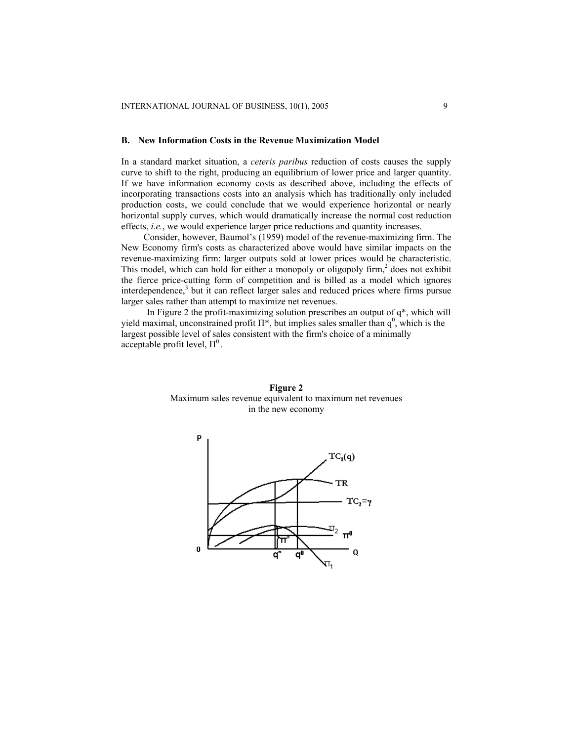### B. New Information Costs in the Revenue Maximization Model

In a standard market situation, a *ceteris paribus* reduction of costs causes the supply curve to shift to the right, producing an equilibrium of lower price and larger quantity. If we have information economy costs as described above, including the effects of incorporating transactions costs into an analysis which has traditionally only included production costs, we could conclude that we would experience horizontal or nearly horizontal supply curves, which would dramatically increase the normal cost reduction effects, *i.e.*, we would experience larger price reductions and quantity increases.

Consider, however, Baumol's (1959) model of the revenue-maximizing firm. The New Economy firm's costs as characterized above would have similar impacts on the revenue-maximizing firm: larger outputs sold at lower prices would be characteristic. This model, which can hold for either a monopoly or oligopoly firm,[2] does not exhibit the fierce price-cutting form of competition and is billed as a model which ignores interdependence,[3] but it can reflect larger sales and reduced prices where firms pursue larger sales rather than attempt to maximize net revenues.

In Figure 2 the profit-maximizing solution prescribes an output of $q^*$, which will yield maximal, unconstrained profit $\Pi^*$, but implies sales smaller than $q^0$, which is the largest possible level of sales consistent with the firm's choice of a minimally acceptable profit level, $\Pi^0$.

**Figure 2**
Maximum sales revenue equivalent to maximum net revenues in the new economy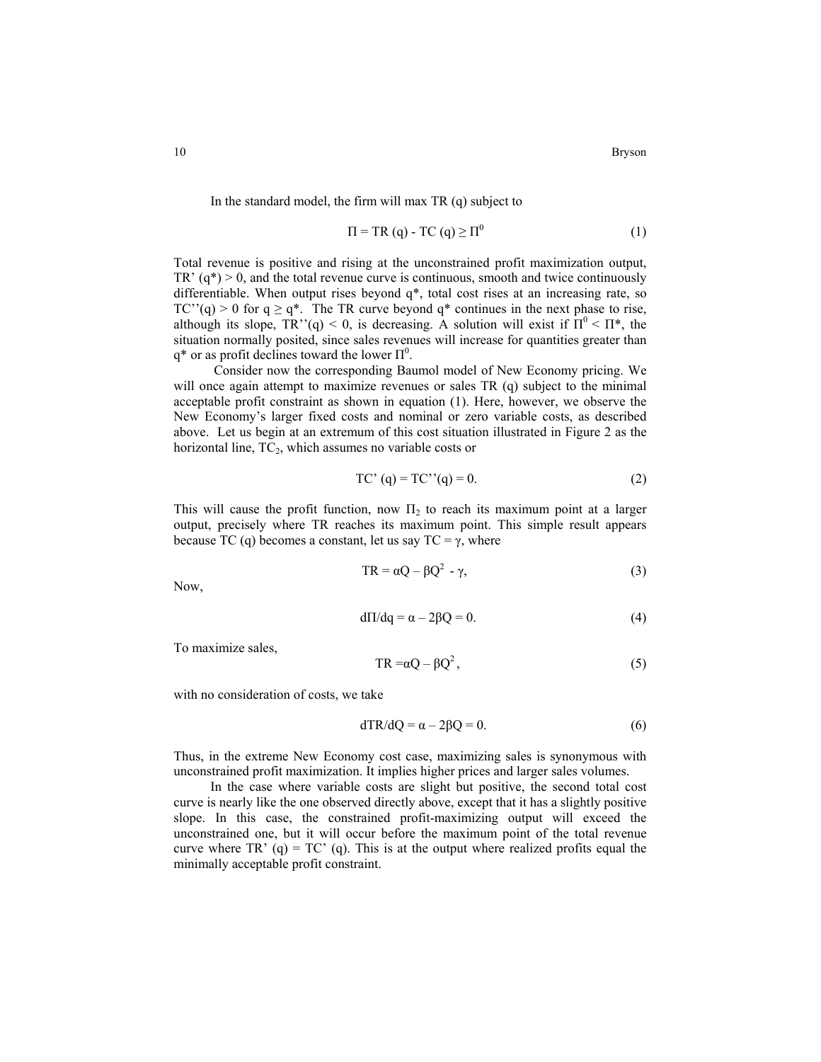In the standard model, the firm will max TR (q) subject to

$$\Pi = TR(q) - TC(q) \geq \Pi^0 \tag{1}$$

Total revenue is positive and rising at the unconstrained profit maximization output, $TR'(q^*) > 0$, and the total revenue curve is continuous, smooth and twice continuously differentiable. When output rises beyond $q^*$, total cost rises at an increasing rate, so $TC''(q) > 0$ for $q \geq q^*$. The TR curve beyond $q^*$ continues in the next phase to rise, although its slope, $TR''(q) < 0$, is decreasing. A solution will exist if $\Pi^0 < \Pi^*$, the situation normally posited, since sales revenues will increase for quantities greater than $q^*$ or as profit declines toward the lower $\Pi^0$.

Consider now the corresponding Baumol model of New Economy pricing. We will once again attempt to maximize revenues or sales TR (q) subject to the minimal acceptable profit constraint as shown in equation (1). Here, however, we observe the New Economy's larger fixed costs and nominal or zero variable costs, as described above. Let us begin at an extremum of this cost situation illustrated in Figure 2 as the horizontal line, $TC_2$, which assumes no variable costs or

$$TC'(q) = TC''(q) = 0. \tag{2}$$

This will cause the profit function, now $\Pi_2$ to reach its maximum point at a larger output, precisely where TR reaches its maximum point. This simple result appears because TC (q) becomes a constant, let us say $TC = \gamma$, where

$$TR = \alpha Q - \beta Q^2 - \gamma, \tag{3}$$

Now,

$$d\Pi/dq = \alpha - 2\beta Q = 0. \tag{4}$$

To maximize sales,

$$TR = \alpha Q - \beta Q^2, \tag{5}$$

with no consideration of costs, we take

$$dTR/dQ = \alpha - 2\beta Q = 0. \tag{6}$$

Thus, in the extreme New Economy cost case, maximizing sales is synonymous with unconstrained profit maximization. It implies higher prices and larger sales volumes.

In the case where variable costs are slight but positive, the second total cost curve is nearly like the one observed directly above, except that it has a slightly positive slope. In this case, the constrained profit-maximizing output will exceed the unconstrained one, but it will occur before the maximum point of the total revenue curve where $TR'(q) = TC'(q)$. This is at the output where realized profits equal the minimally acceptable profit constraint.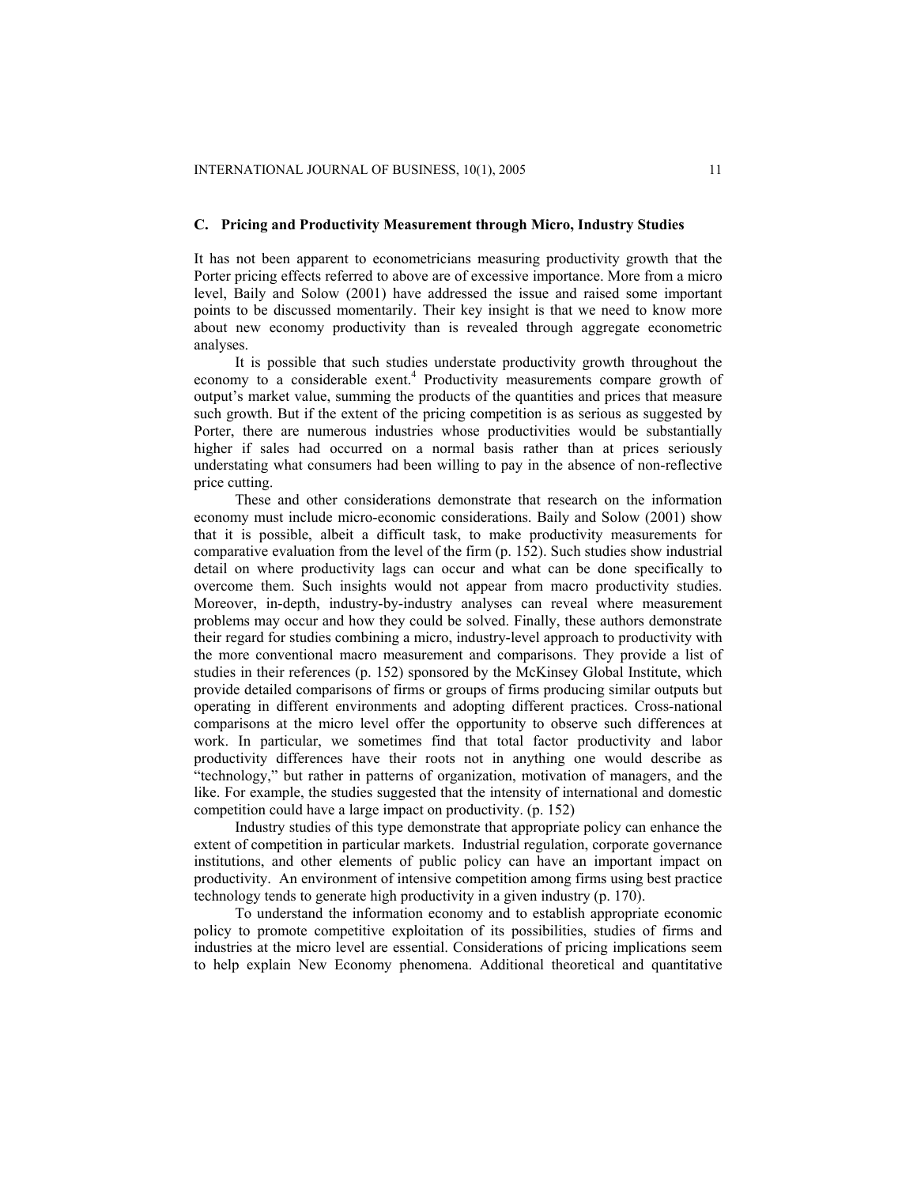### C. Pricing and Productivity Measurement through Micro, Industry Studies

It has not been apparent to econometricians measuring productivity growth that the Porter pricing effects referred to above are of excessive importance. More from a micro level, Baily and Solow (2001) have addressed the issue and raised some important points to be discussed momentarily. Their key insight is that we need to know more about new economy productivity than is revealed through aggregate econometric analyses.

It is possible that such studies understate productivity growth throughout the economy to a considerable exent.[4] Productivity measurements compare growth of output's market value, summing the products of the quantities and prices that measure such growth. But if the extent of the pricing competition is as serious as suggested by Porter, there are numerous industries whose productivities would be substantially higher if sales had occurred on a normal basis rather than at prices seriously understating what consumers had been willing to pay in the absence of non-reflective price cutting.

These and other considerations demonstrate that research on the information economy must include micro-economic considerations. Baily and Solow (2001) show that it is possible, albeit a difficult task, to make productivity measurements for comparative evaluation from the level of the firm (p. 152). Such studies show industrial detail on where productivity lags can occur and what can be done specifically to overcome them. Such insights would not appear from macro productivity studies. Moreover, in-depth, industry-by-industry analyses can reveal where measurement problems may occur and how they could be solved. Finally, these authors demonstrate their regard for studies combining a micro, industry-level approach to productivity with the more conventional macro measurement and comparisons. They provide a list of studies in their references (p. 152) sponsored by the McKinsey Global Institute, which provide detailed comparisons of firms or groups of firms producing similar outputs but operating in different environments and adopting different practices. Cross-national comparisons at the micro level offer the opportunity to observe such differences at work. In particular, we sometimes find that total factor productivity and labor productivity differences have their roots not in anything one would describe as "technology," but rather in patterns of organization, motivation of managers, and the like. For example, the studies suggested that the intensity of international and domestic competition could have a large impact on productivity. (p. 152)

Industry studies of this type demonstrate that appropriate policy can enhance the extent of competition in particular markets. Industrial regulation, corporate governance institutions, and other elements of public policy can have an important impact on productivity. An environment of intensive competition among firms using best practice technology tends to generate high productivity in a given industry (p. 170).

To understand the information economy and to establish appropriate economic policy to promote competitive exploitation of its possibilities, studies of firms and industries at the micro level are essential. Considerations of pricing implications seem to help explain New Economy phenomena. Additional theoretical and quantitative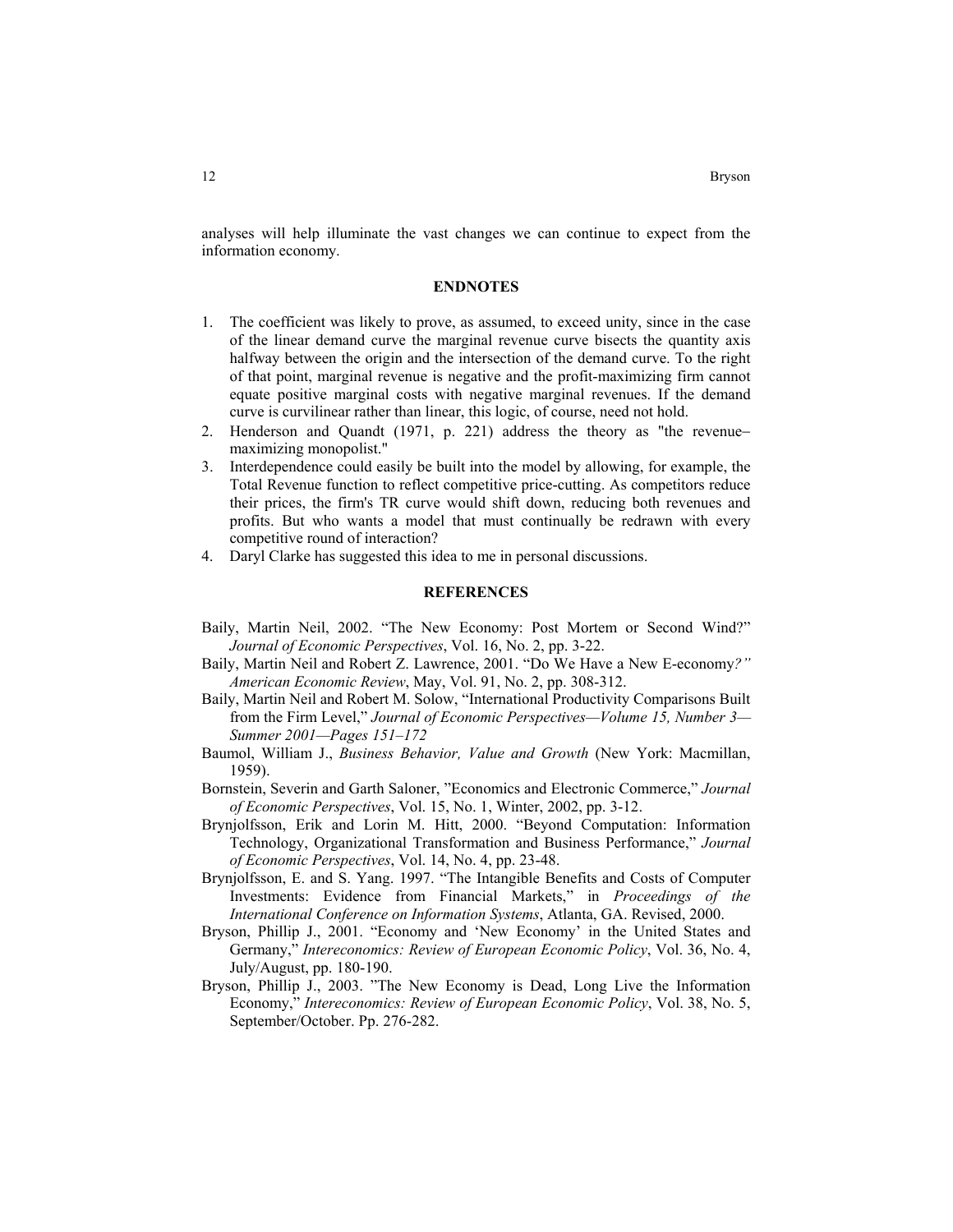analyses will help illuminate the vast changes we can continue to expect from the information economy.

## ENDNOTES

1. The coefficient was likely to prove, as assumed, to exceed unity, since in the case of the linear demand curve the marginal revenue curve bisects the quantity axis halfway between the origin and the intersection of the demand curve. To the right of that point, marginal revenue is negative and the profit-maximizing firm cannot equate positive marginal costs with negative marginal revenues. If the demand curve is curvilinear rather than linear, this logic, of course, need not hold.
2. Henderson and Quandt (1971, p. 221) address the theory as "the revenue–maximizing monopolist."
3. Interdependence could easily be built into the model by allowing, for example, the Total Revenue function to reflect competitive price-cutting. As competitors reduce their prices, the firm's TR curve would shift down, reducing both revenues and profits. But who wants a model that must continually be redrawn with every competitive round of interaction?
4. Daryl Clarke has suggested this idea to me in personal discussions.

## REFERENCES

Baily, Martin Neil, 2002. "The New Economy: Post Mortem or Second Wind?" *Journal of Economic Perspectives*, Vol. 16, No. 2, pp. 3-22.

Baily, Martin Neil and Robert Z. Lawrence, 2001. "Do We Have a New E-economy*?" American Economic Review*, May, Vol. 91, No. 2, pp. 308-312.

Baily, Martin Neil and Robert M. Solow, "International Productivity Comparisons Built from the Firm Level," *Journal of Economic Perspectives—Volume 15, Number 3—Summer 2001—Pages 151–172*

Baumol, William J., *Business Behavior, Value and Growth* (New York: Macmillan, 1959).

Bornstein, Severin and Garth Saloner, "Economics and Electronic Commerce," *Journal of Economic Perspectives*, Vol. 15, No. 1, Winter, 2002, pp. 3-12.

Brynjolfsson, Erik and Lorin M. Hitt, 2000. "Beyond Computation: Information Technology, Organizational Transformation and Business Performance," *Journal of Economic Perspectives*, Vol. 14, No. 4, pp. 23-48.

Brynjolfsson, E. and S. Yang. 1997. "The Intangible Benefits and Costs of Computer Investments: Evidence from Financial Markets," in *Proceedings of the International Conference on Information Systems*, Atlanta, GA. Revised, 2000.

Bryson, Phillip J., 2001. "Economy and 'New Economy' in the United States and Germany," *Intereconomics: Review of European Economic Policy*, Vol. 36, No. 4, July/August, pp. 180-190.

Bryson, Phillip J., 2003. "The New Economy is Dead, Long Live the Information Economy," *Intereconomics: Review of European Economic Policy*, Vol. 38, No. 5, September/October. Pp. 276-282.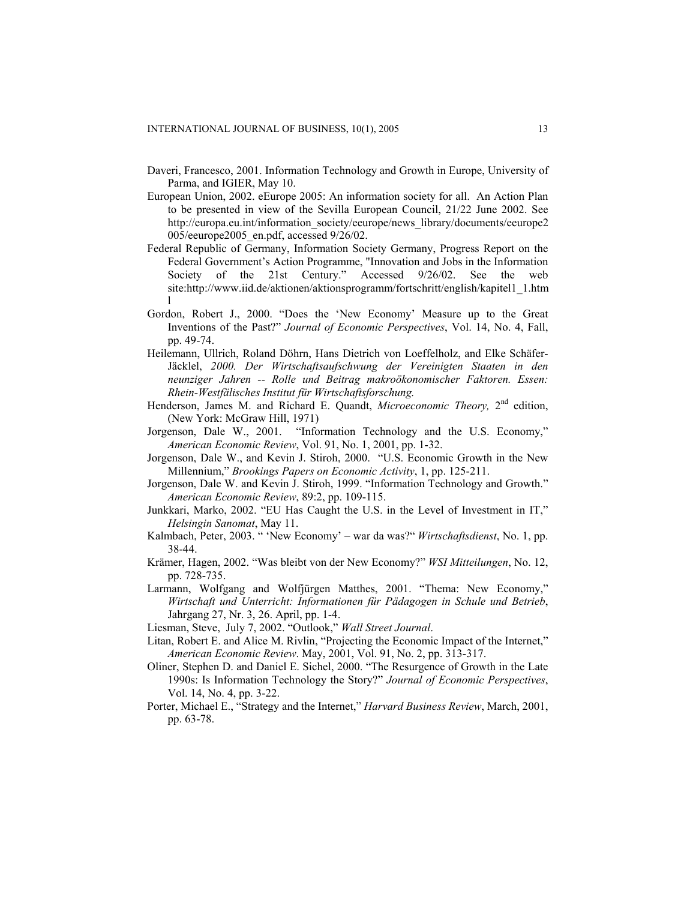Daveri, Francesco, 2001. Information Technology and Growth in Europe, University of Parma, and IGIER, May 10.

European Union, 2002. eEurope 2005: An information society for all. An Action Plan to be presented in view of the Sevilla European Council, 21/22 June 2002. See http://europa.eu.int/information_society/eeurope/news_library/documents/eeurope2005/eeurope2005_en.pdf, accessed 9/26/02.

Federal Republic of Germany, Information Society Germany, Progress Report on the Federal Government's Action Programme, "Innovation and Jobs in the Information Society of the 21st Century." Accessed 9/26/02. See the web site:http://www.iid.de/aktionen/aktionsprogramm/fortschritt/english/kapitel1_1.html

Gordon, Robert J., 2000. "Does the 'New Economy' Measure up to the Great Inventions of the Past?" *Journal of Economic Perspectives*, Vol. 14, No. 4, Fall, pp. 49-74.

Heilemann, Ullrich, Roland Döhrn, Hans Dietrich von Loeffelholz, and Elke Schäfer-Jäcklel, *2000. Der Wirtschaftsaufschwung der Vereinigten Staaten in den neunziger Jahren -- Rolle und Beitrag makroökonomischer Faktoren. Essen: Rhein-Westfälisches Institut für Wirtschaftsforschung.*

Henderson, James M. and Richard E. Quandt, *Microeconomic Theory,* 2nd edition, (New York: McGraw Hill, 1971)

Jorgenson, Dale W., 2001. "Information Technology and the U.S. Economy," *American Economic Review*, Vol. 91, No. 1, 2001, pp. 1-32.

Jorgenson, Dale W., and Kevin J. Stiroh, 2000. "U.S. Economic Growth in the New Millennium," *Brookings Papers on Economic Activity*, 1, pp. 125-211.

Jorgenson, Dale W. and Kevin J. Stiroh, 1999. "Information Technology and Growth." *American Economic Review*, 89:2, pp. 109-115.

Junkkari, Marko, 2002. "EU Has Caught the U.S. in the Level of Investment in IT," *Helsingin Sanomat*, May 11.

Kalmbach, Peter, 2003. " 'New Economy' – war da was?" *Wirtschaftsdienst*, No. 1, pp. 38-44.

Krämer, Hagen, 2002. "Was bleibt von der New Economy?" *WSI Mitteilungen*, No. 12, pp. 728-735.

Larmann, Wolfgang and Wolfjürgen Matthes, 2001. "Thema: New Economy," *Wirtschaft und Unterricht: Informationen für Pädagogen in Schule und Betrieb*, Jahrgang 27, Nr. 3, 26. April, pp. 1-4.

Liesman, Steve, July 7, 2002. "Outlook," *Wall Street Journal*.

Litan, Robert E. and Alice M. Rivlin, "Projecting the Economic Impact of the Internet," *American Economic Review*. May, 2001, Vol. 91, No. 2, pp. 313-317.

Oliner, Stephen D. and Daniel E. Sichel, 2000. "The Resurgence of Growth in the Late 1990s: Is Information Technology the Story?" *Journal of Economic Perspectives*, Vol. 14, No. 4, pp. 3-22.

Porter, Michael E., "Strategy and the Internet," *Harvard Business Review*, March, 2001, pp. 63-78.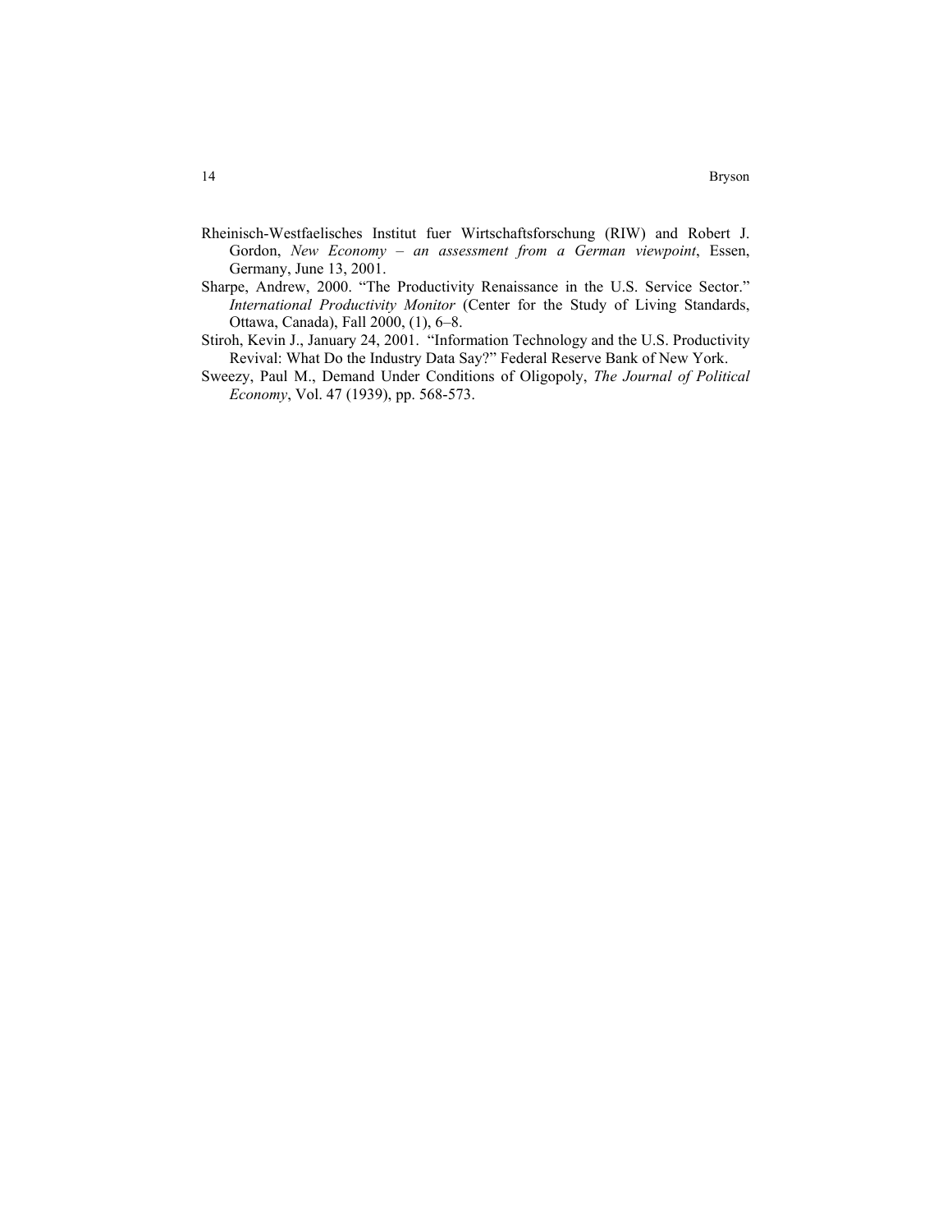Rheinisch-Westfaelisches Institut fuer Wirtschaftsforschung (RIW) and Robert J. Gordon, *New Economy – an assessment from a German viewpoint*, Essen, Germany, June 13, 2001.

Sharpe, Andrew, 2000. "The Productivity Renaissance in the U.S. Service Sector." *International Productivity Monitor* (Center for the Study of Living Standards, Ottawa, Canada), Fall 2000, (1), 6–8.

Stiroh, Kevin J., January 24, 2001. "Information Technology and the U.S. Productivity Revival: What Do the Industry Data Say?" Federal Reserve Bank of New York.

Sweezy, Paul M., Demand Under Conditions of Oligopoly, *The Journal of Political Economy*, Vol. 47 (1939), pp. 568-573.